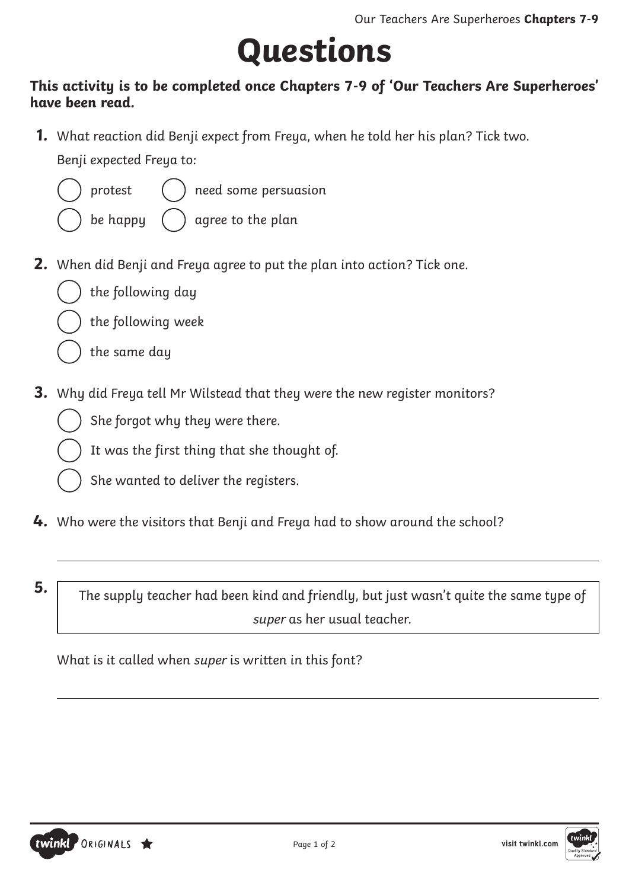# Questions

**This activity is to be completed once Chapters 7-9 of 'Our Teachers Are Superheroes' have been read.**

**1.** What reaction did Benji expect from Freya, when he told her his plan? Tick two.

Benji expected Freya to:

- ◯ protest
- ◯ need some persuasion
- ◯ be happy
- ◯ agree to the plan

**2.** When did Benji and Freya agree to put the plan into action? Tick one.

- ◯ the following day
- ◯ the following week
- ◯ the same day

**3.** Why did Freya tell Mr Wilstead that they were the new register monitors?

- ◯ She forgot why they were there.
- ◯ It was the first thing that she thought of.
- ◯ She wanted to deliver the registers.

**4.** Who were the visitors that Benji and Freya had to show around the school?

______________________________________________

**5.**

> The supply teacher had been kind and friendly, but just wasn't quite the same type of *super* as her usual teacher.

What is it called when *super* is written in this font?

______________________________________________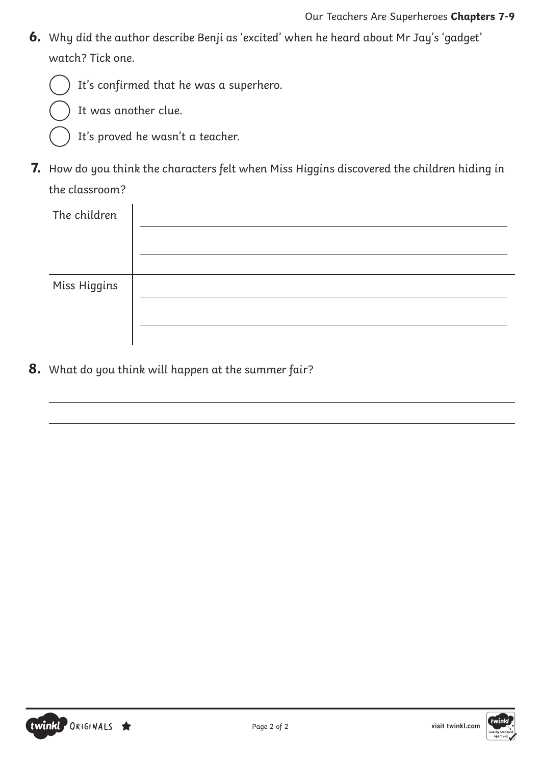**6.** Why did the author describe Benji as 'excited' when he heard about Mr Jay's 'gadget' watch? Tick one.

- ◯ It's confirmed that he was a superhero.
- ◯ It was another clue.
- ◯ It's proved he wasn't a teacher.

**7.** How do you think the characters felt when Miss Higgins discovered the children hiding in the classroom?

| | |
|---|---|
| The children | |
| Miss Higgins | |

**8.** What do you think will happen at the summer fair?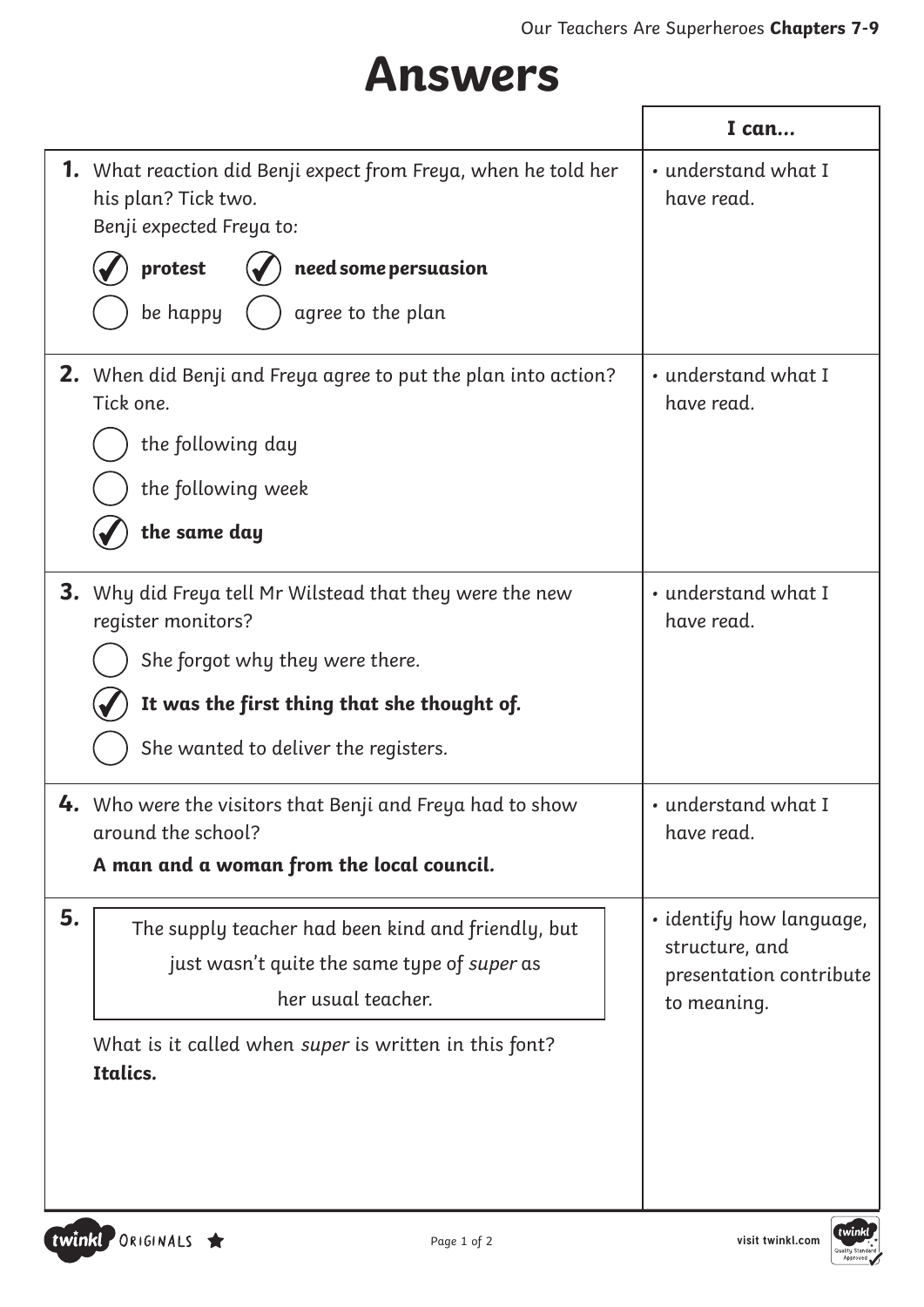# Answers

| | I can... |
|---|---|
| **1.** What reaction did Benji expect from Freya, when he told her his plan? Tick two.<br>Benji expected Freya to:<br>☑ **protest** ☑ **need some persuasion**<br>○ be happy ○ agree to the plan | • understand what I have read. |
| **2.** When did Benji and Freya agree to put the plan into action? Tick one.<br>○ the following day<br>○ the following week<br>☑ **the same day** | • understand what I have read. |
| **3.** Why did Freya tell Mr Wilstead that they were the new register monitors?<br>○ She forgot why they were there.<br>☑ **It was the first thing that she thought of.**<br>○ She wanted to deliver the registers. | • understand what I have read. |
| **4.** Who were the visitors that Benji and Freya had to show around the school?<br>**A man and a woman from the local council.** | • understand what I have read. |
| **5.** The supply teacher had been kind and friendly, but just wasn't quite the same type of *super* as her usual teacher.<br>What is it called when *super* is written in this font?<br>**Italics.** | • identify how language, structure, and presentation contribute to meaning. |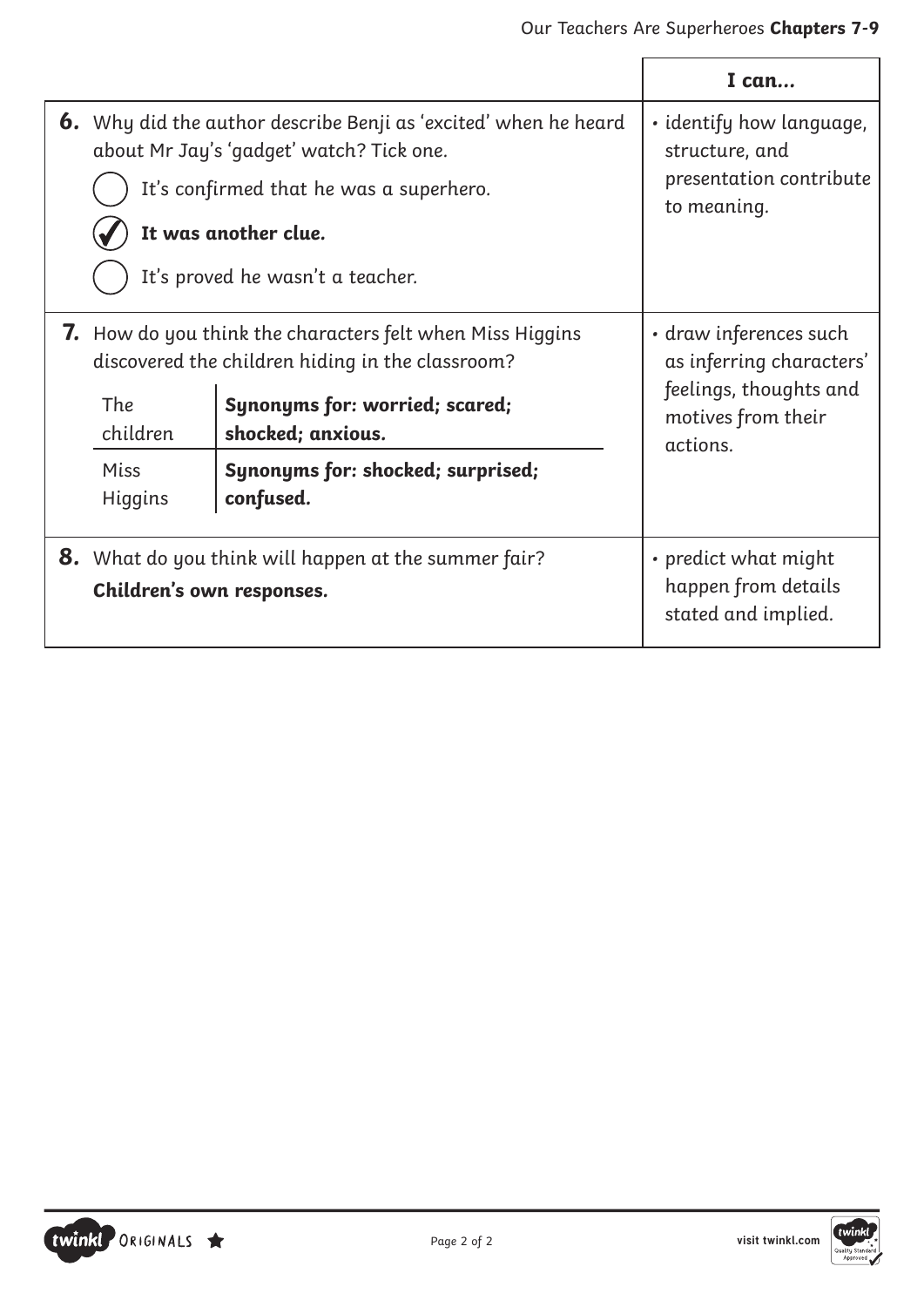| | I can... |
|---|---|
| **6.** Why did the author describe Benji as 'excited' when he heard about Mr Jay's 'gadget' watch? Tick one.<br>◯ It's confirmed that he was a superhero.<br>✔ **It was another clue.**<br>◯ It's proved he wasn't a teacher. | • identify how language, structure, and presentation contribute to meaning. |
| **7.** How do you think the characters felt when Miss Higgins discovered the children hiding in the classroom?<br>The children: **Synonyms for: worried; scared; shocked; anxious.**<br>Miss Higgins: **Synonyms for: shocked; surprised; confused.** | • draw inferences such as inferring characters' feelings, thoughts and motives from their actions. |
| **8.** What do you think will happen at the summer fair?<br>**Children's own responses.** | • predict what might happen from details stated and implied. |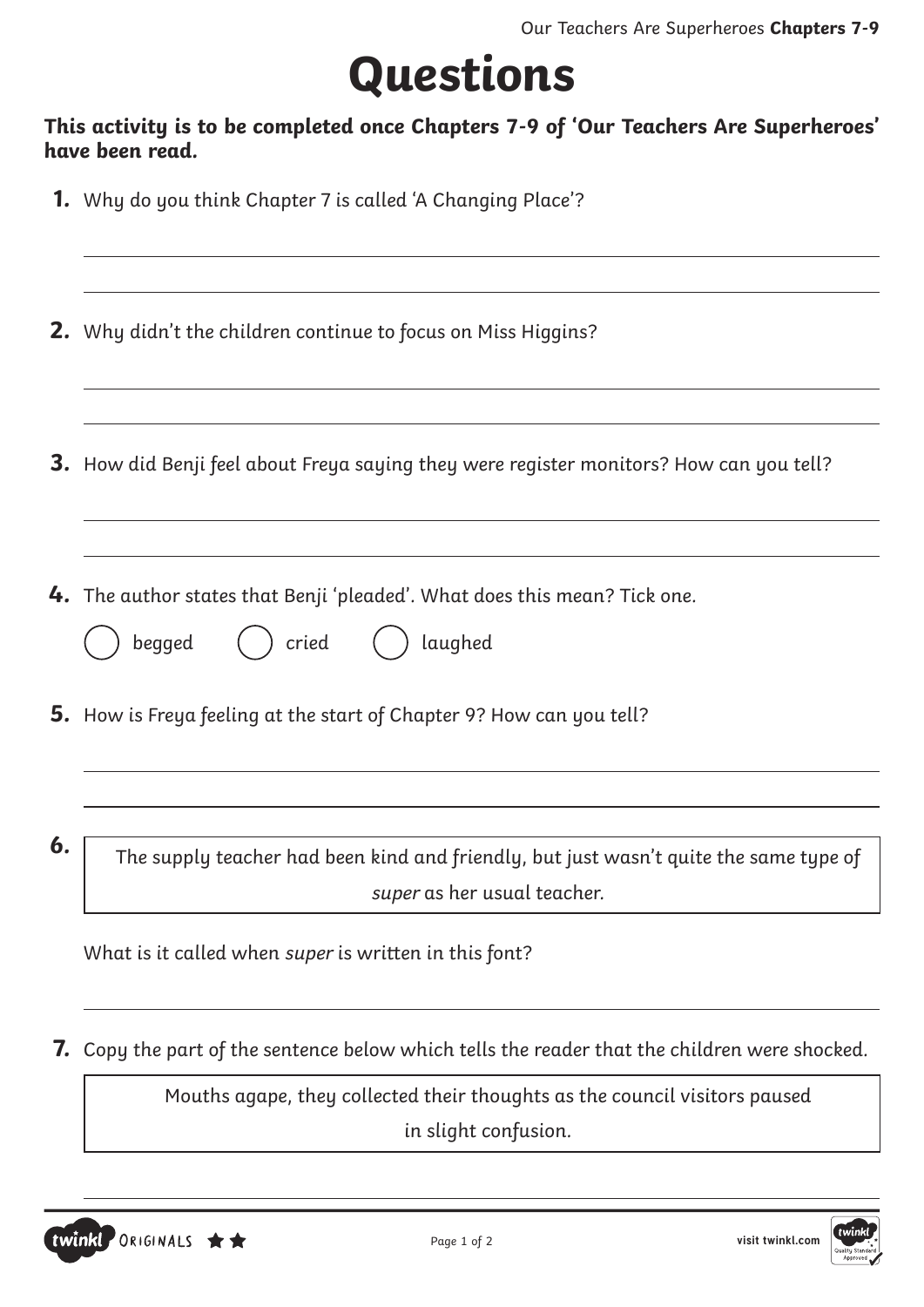# Questions

**This activity is to be completed once Chapters 7-9 of 'Our Teachers Are Superheroes' have been read.**

**1.** Why do you think Chapter 7 is called 'A Changing Place'?

**2.** Why didn't the children continue to focus on Miss Higgins?

**3.** How did Benji feel about Freya saying they were register monitors? How can you tell?

**4.** The author states that Benji 'pleaded'. What does this mean? Tick one.

- ◯ begged
- ◯ cried
- ◯ laughed

**5.** How is Freya feeling at the start of Chapter 9? How can you tell?

**6.**

> The supply teacher had been kind and friendly, but just wasn't quite the same type of *super* as her usual teacher.

What is it called when *super* is written in this font?

**7.** Copy the part of the sentence below which tells the reader that the children were shocked.

> Mouths agape, they collected their thoughts as the council visitors paused in slight confusion.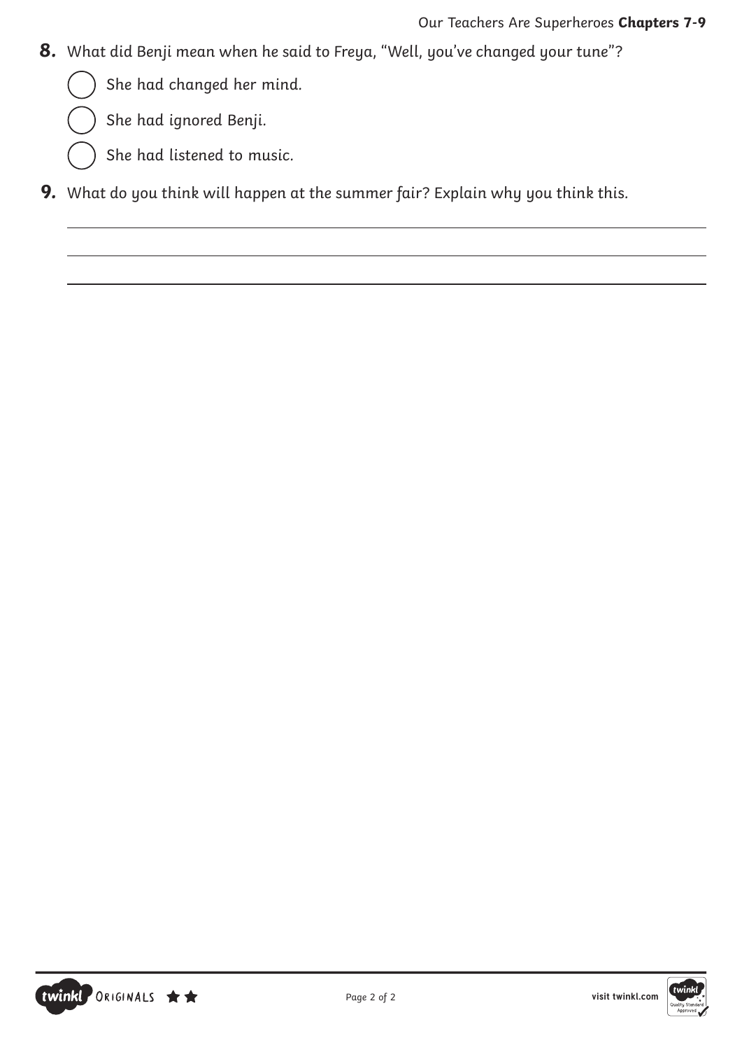**8.** What did Benji mean when he said to Freya, "Well, you've changed your tune"?

- ◯ She had changed her mind.
- ◯ She had ignored Benji.
- ◯ She had listened to music.

**9.** What do you think will happen at the summer fair? Explain why you think this.

\_\_\_\_\_\_\_\_\_\_\_\_\_\_\_\_\_\_\_\_\_\_\_\_\_\_\_\_\_\_\_\_\_\_\_\_\_\_\_\_\_\_\_\_\_\_\_\_\_\_\_\_\_\_\_\_\_\_\_\_

\_\_\_\_\_\_\_\_\_\_\_\_\_\_\_\_\_\_\_\_\_\_\_\_\_\_\_\_\_\_\_\_\_\_\_\_\_\_\_\_\_\_\_\_\_\_\_\_\_\_\_\_\_\_\_\_\_\_\_\_

\_\_\_\_\_\_\_\_\_\_\_\_\_\_\_\_\_\_\_\_\_\_\_\_\_\_\_\_\_\_\_\_\_\_\_\_\_\_\_\_\_\_\_\_\_\_\_\_\_\_\_\_\_\_\_\_\_\_\_\_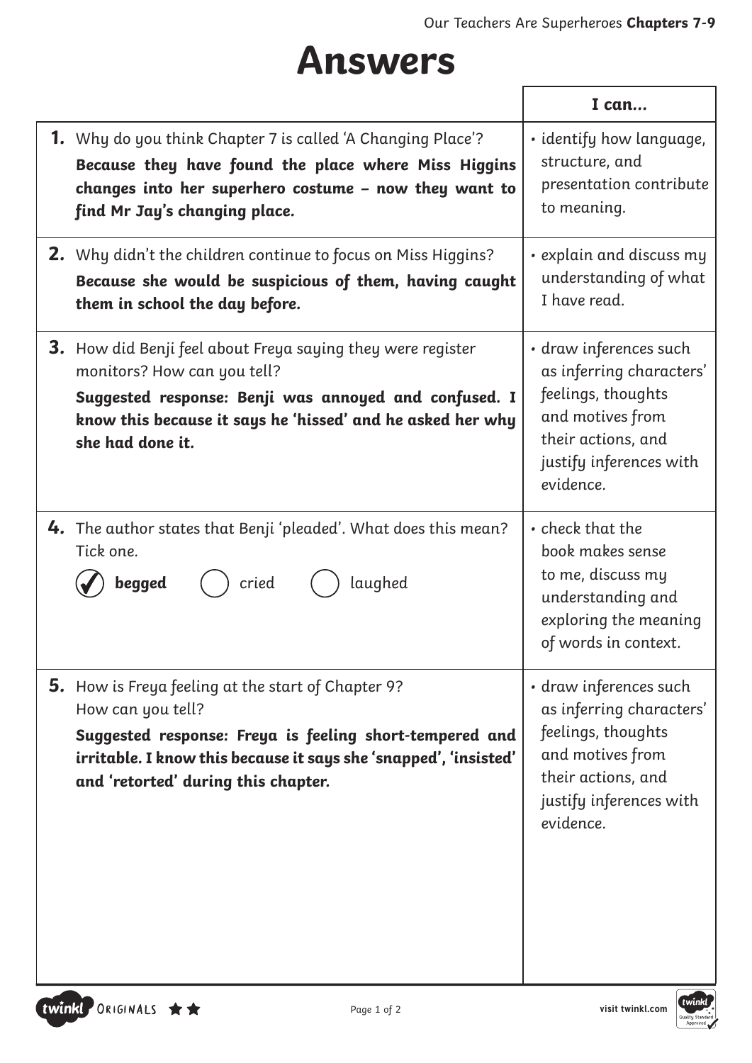# Answers

| | I can... |
|---|---|
| **1.** Why do you think Chapter 7 is called 'A Changing Place'?<br>**Because they have found the place where Miss Higgins changes into her superhero costume – now they want to find Mr Jay's changing place.** | • identify how language, structure, and presentation contribute to meaning. |
| **2.** Why didn't the children continue to focus on Miss Higgins?<br>**Because she would be suspicious of them, having caught them in school the day before.** | • explain and discuss my understanding of what I have read. |
| **3.** How did Benji feel about Freya saying they were register monitors? How can you tell?<br>**Suggested response: Benji was annoyed and confused. I know this because it says he 'hissed' and he asked her why she had done it.** | • draw inferences such as inferring characters' feelings, thoughts and motives from their actions, and justify inferences with evidence. |
| **4.** The author states that Benji 'pleaded'. What does this mean? Tick one.<br>☑ **begged** ◯ cried ◯ laughed | • check that the book makes sense to me, discuss my understanding and exploring the meaning of words in context. |
| **5.** How is Freya feeling at the start of Chapter 9? How can you tell?<br>**Suggested response: Freya is feeling short-tempered and irritable. I know this because it says she 'snapped', 'insisted' and 'retorted' during this chapter.** | • draw inferences such as inferring characters' feelings, thoughts and motives from their actions, and justify inferences with evidence. |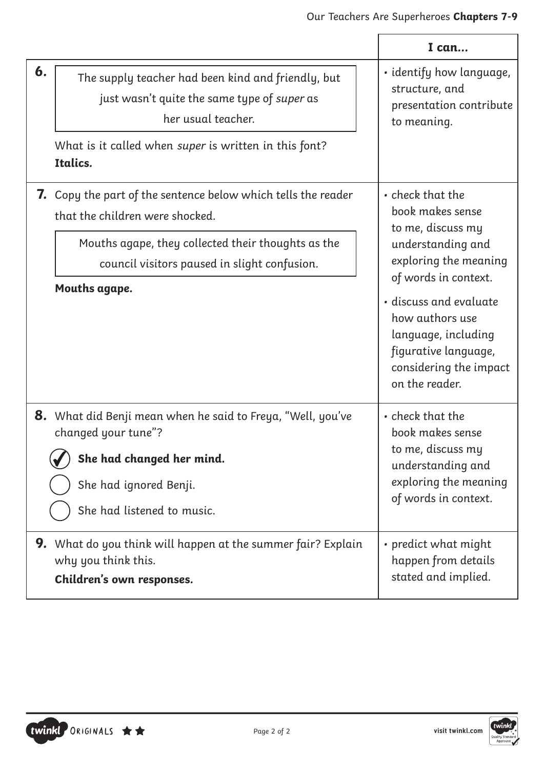| | I can... |
|---|---|
| **6.** The supply teacher had been kind and friendly, but just wasn't quite the same type of *super* as her usual teacher.<br><br>What is it called when *super* is written in this font?<br>**Italics.** | • identify how language, structure, and presentation contribute to meaning. |
| **7.** Copy the part of the sentence below which tells the reader that the children were shocked.<br><br>Mouths agape, they collected their thoughts as the council visitors paused in slight confusion.<br><br>**Mouths agape.** | • check that the book makes sense to me, discuss my understanding and exploring the meaning of words in context.<br>• discuss and evaluate how authors use language, including figurative language, considering the impact on the reader. |
| **8.** What did Benji mean when he said to Freya, "Well, you've changed your tune"?<br><br>☑ **She had changed her mind.**<br>○ She had ignored Benji.<br>○ She had listened to music. | • check that the book makes sense to me, discuss my understanding and exploring the meaning of words in context. |
| **9.** What do you think will happen at the summer fair? Explain why you think this.<br>**Children's own responses.** | • predict what might happen from details stated and implied. |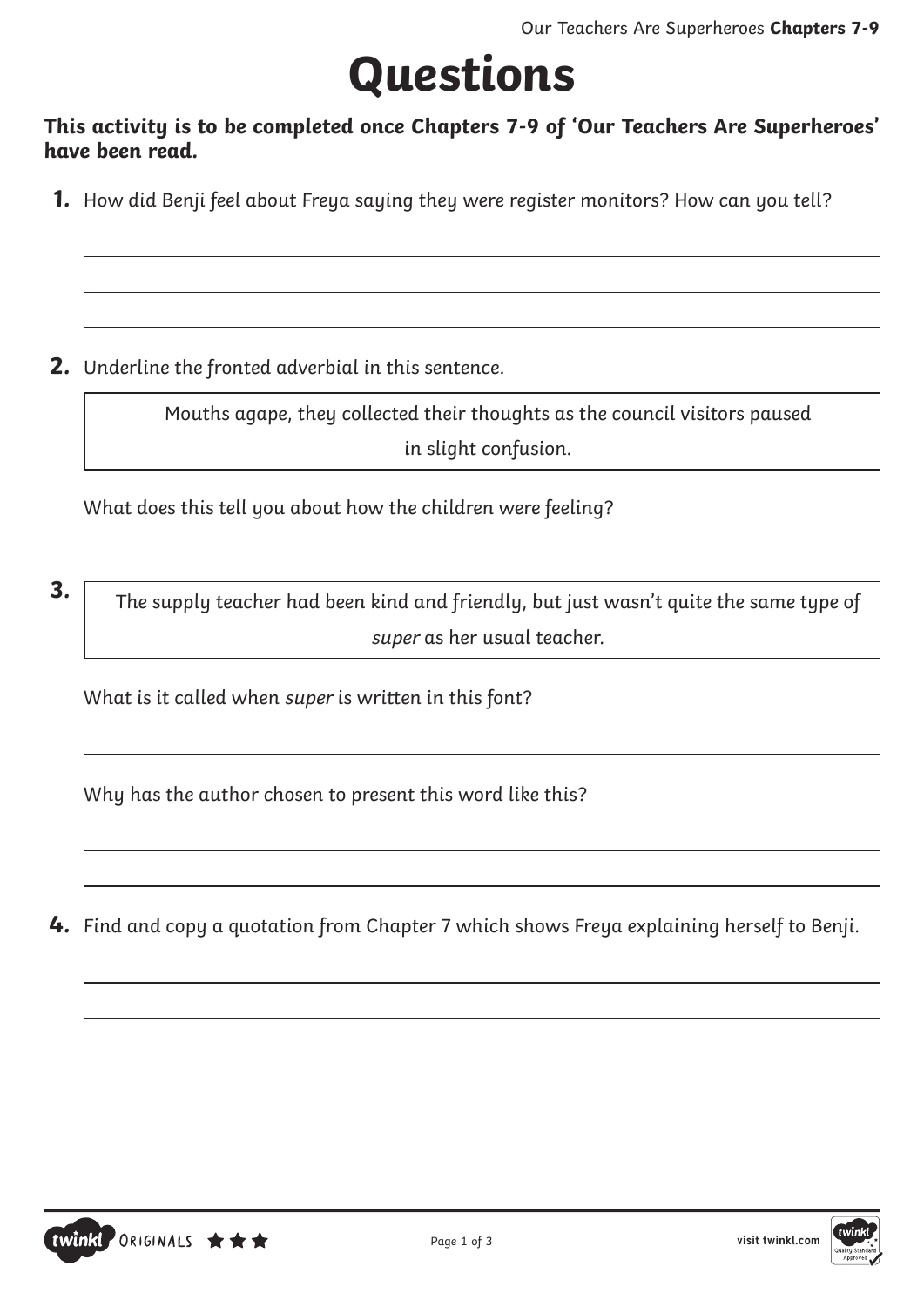# Questions

**This activity is to be completed once Chapters 7-9 of 'Our Teachers Are Superheroes' have been read.**

**1.** How did Benji feel about Freya saying they were register monitors? How can you tell?

**2.** Underline the fronted adverbial in this sentence.

> Mouths agape, they collected their thoughts as the council visitors paused in slight confusion.

What does this tell you about how the children were feeling?

**3.**

> The supply teacher had been kind and friendly, but just wasn't quite the same type of *super* as her usual teacher.

What is it called when *super* is written in this font?

Why has the author chosen to present this word like this?

**4.** Find and copy a quotation from Chapter 7 which shows Freya explaining herself to Benji.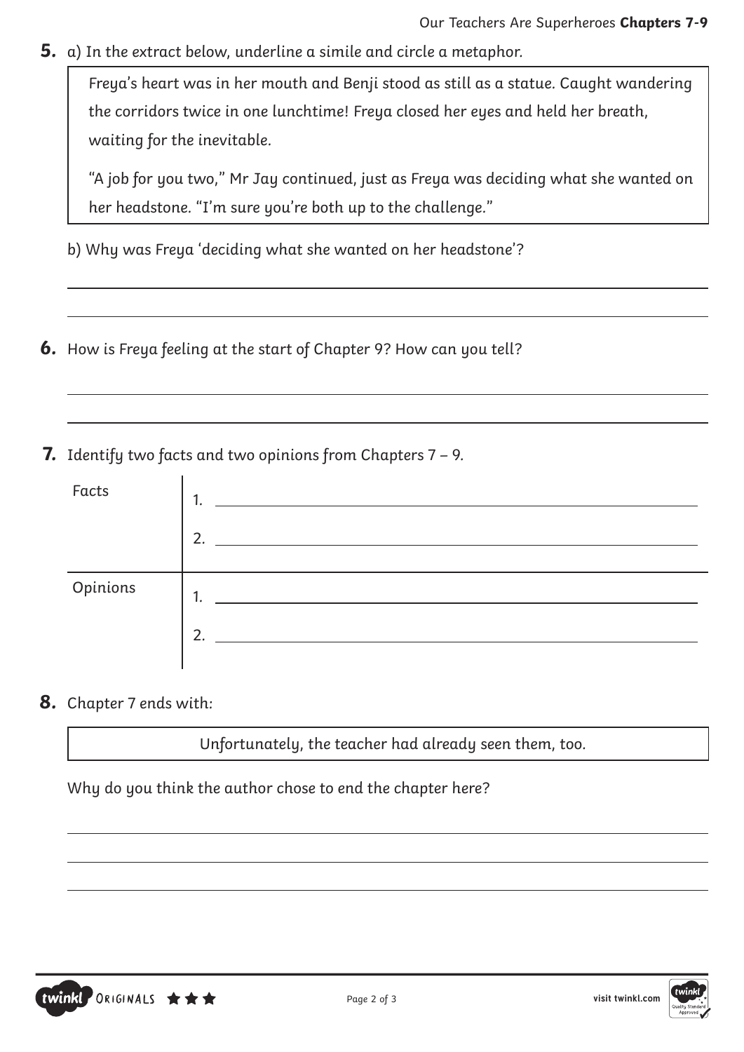**5.** a) In the extract below, underline a simile and circle a metaphor.

> Freya's heart was in her mouth and Benji stood as still as a statue. Caught wandering the corridors twice in one lunchtime! Freya closed her eyes and held her breath, waiting for the inevitable.
>
> "A job for you two," Mr Jay continued, just as Freya was deciding what she wanted on her headstone. "I'm sure you're both up to the challenge."

b) Why was Freya 'deciding what she wanted on her headstone'?

______________________________________________________________________

______________________________________________________________________

**6.** How is Freya feeling at the start of Chapter 9? How can you tell?

______________________________________________________________________

______________________________________________________________________

**7.** Identify two facts and two opinions from Chapters 7 – 9.

| | |
|---|---|
| Facts | 1. ____________________ |
| | 2. ____________________ |
| Opinions | 1. ____________________ |
| | 2. ____________________ |

**8.** Chapter 7 ends with:

> Unfortunately, the teacher had already seen them, too.

Why do you think the author chose to end the chapter here?

______________________________________________________________________

______________________________________________________________________

______________________________________________________________________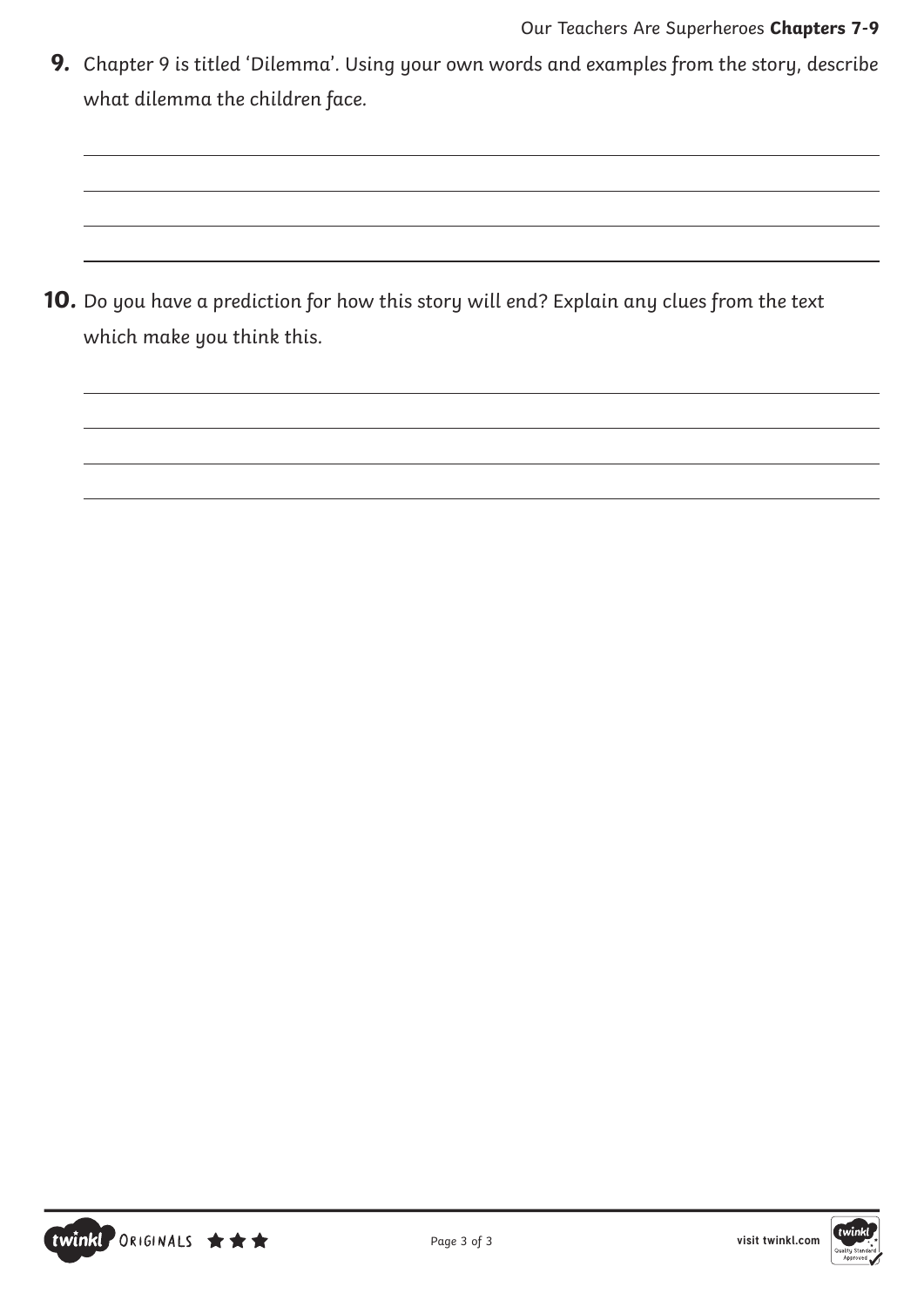**9.** Chapter 9 is titled 'Dilemma'. Using your own words and examples from the story, describe what dilemma the children face.

**10.** Do you have a prediction for how this story will end? Explain any clues from the text which make you think this.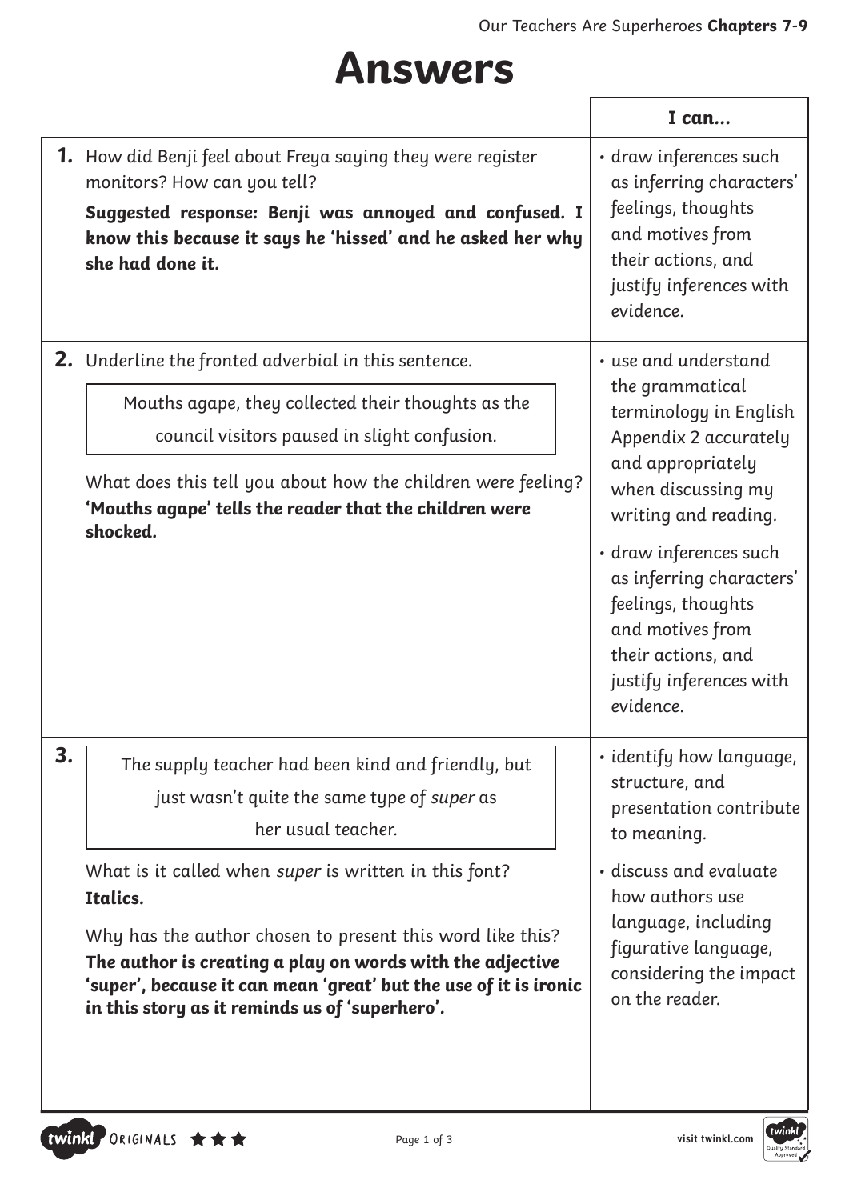# Answers

| | I can... |
|---|---|
| **1.** How did Benji feel about Freya saying they were register monitors? How can you tell?<br>**Suggested response: Benji was annoyed and confused. I know this because it says he 'hissed' and he asked her why she had done it.** | • draw inferences such as inferring characters' feelings, thoughts and motives from their actions, and justify inferences with evidence. |
| **2.** Underline the fronted adverbial in this sentence.<br>Mouths agape, they collected their thoughts as the council visitors paused in slight confusion.<br>What does this tell you about how the children were feeling?<br>**'Mouths agape' tells the reader that the children were shocked.** | • use and understand the grammatical terminology in English Appendix 2 accurately and appropriately when discussing my writing and reading.<br>• draw inferences such as inferring characters' feelings, thoughts and motives from their actions, and justify inferences with evidence. |
| **3.** The supply teacher had been kind and friendly, but just wasn't quite the same type of *super* as her usual teacher.<br>What is it called when *super* is written in this font?<br>**Italics.**<br>Why has the author chosen to present this word like this?<br>**The author is creating a play on words with the adjective 'super', because it can mean 'great' but the use of it is ironic in this story as it reminds us of 'superhero'.** | • identify how language, structure, and presentation contribute to meaning.<br>• discuss and evaluate how authors use language, including figurative language, considering the impact on the reader. |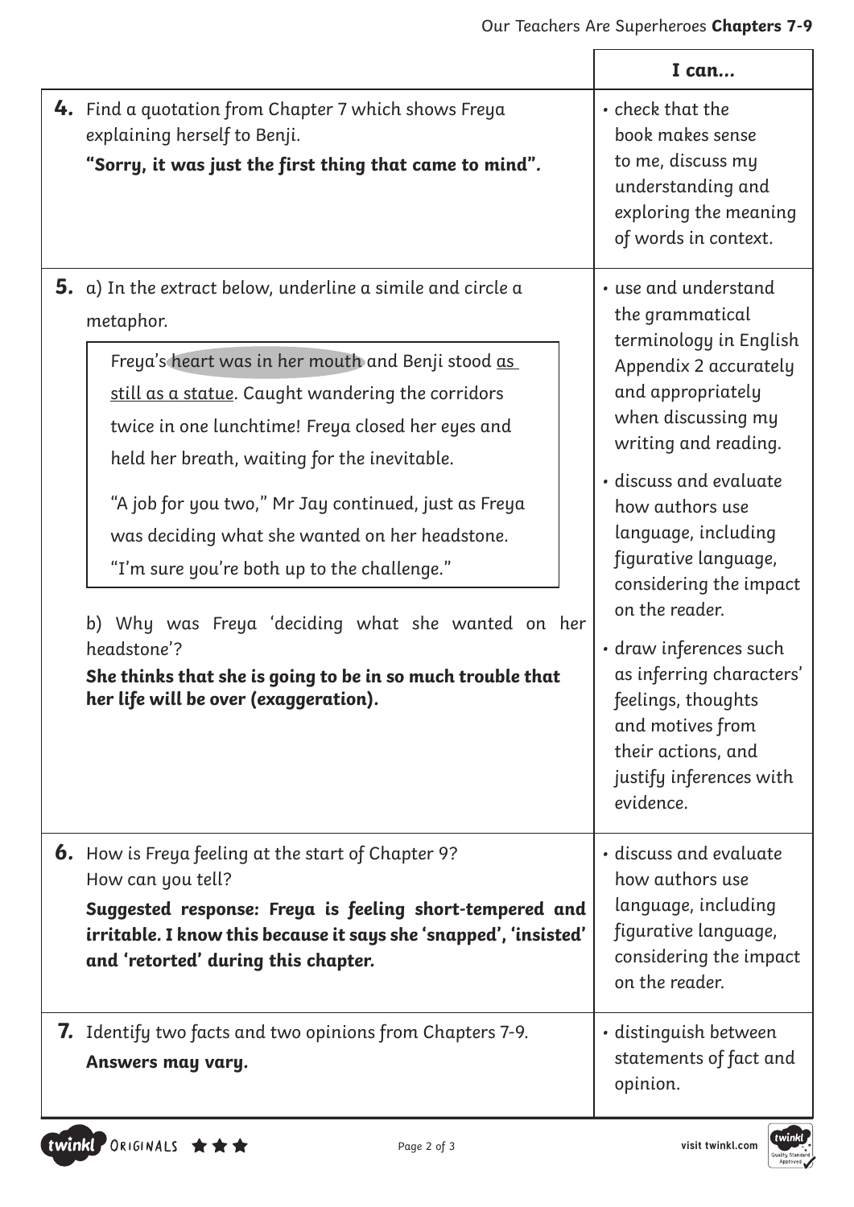| | I can... |
|---|---|
| **4.** Find a quotation from Chapter 7 which shows Freya explaining herself to Benji.<br>**"Sorry, it was just the first thing that came to mind".** | • check that the book makes sense to me, discuss my understanding and exploring the meaning of words in context. |
| **5.** a) In the extract below, underline a simile and circle a metaphor.<br><br>Freya's heart was in her mouth and Benji stood <u>as still as a statue</u>. Caught wandering the corridors twice in one lunchtime! Freya closed her eyes and held her breath, waiting for the inevitable.<br><br>"A job for you two," Mr Jay continued, just as Freya was deciding what she wanted on her headstone. "I'm sure you're both up to the challenge."<br><br>b) Why was Freya 'deciding what she wanted on her headstone'?<br>**She thinks that she is going to be in so much trouble that her life will be over (exaggeration).** | • use and understand the grammatical terminology in English Appendix 2 accurately and appropriately when discussing my writing and reading.<br>• discuss and evaluate how authors use language, including figurative language, considering the impact on the reader.<br>• draw inferences such as inferring characters' feelings, thoughts and motives from their actions, and justify inferences with evidence. |
| **6.** How is Freya feeling at the start of Chapter 9? How can you tell?<br>**Suggested response: Freya is feeling short-tempered and irritable. I know this because it says she 'snapped', 'insisted' and 'retorted' during this chapter.** | • discuss and evaluate how authors use language, including figurative language, considering the impact on the reader. |
| **7.** Identify two facts and two opinions from Chapters 7-9.<br>**Answers may vary.** | • distinguish between statements of fact and opinion. |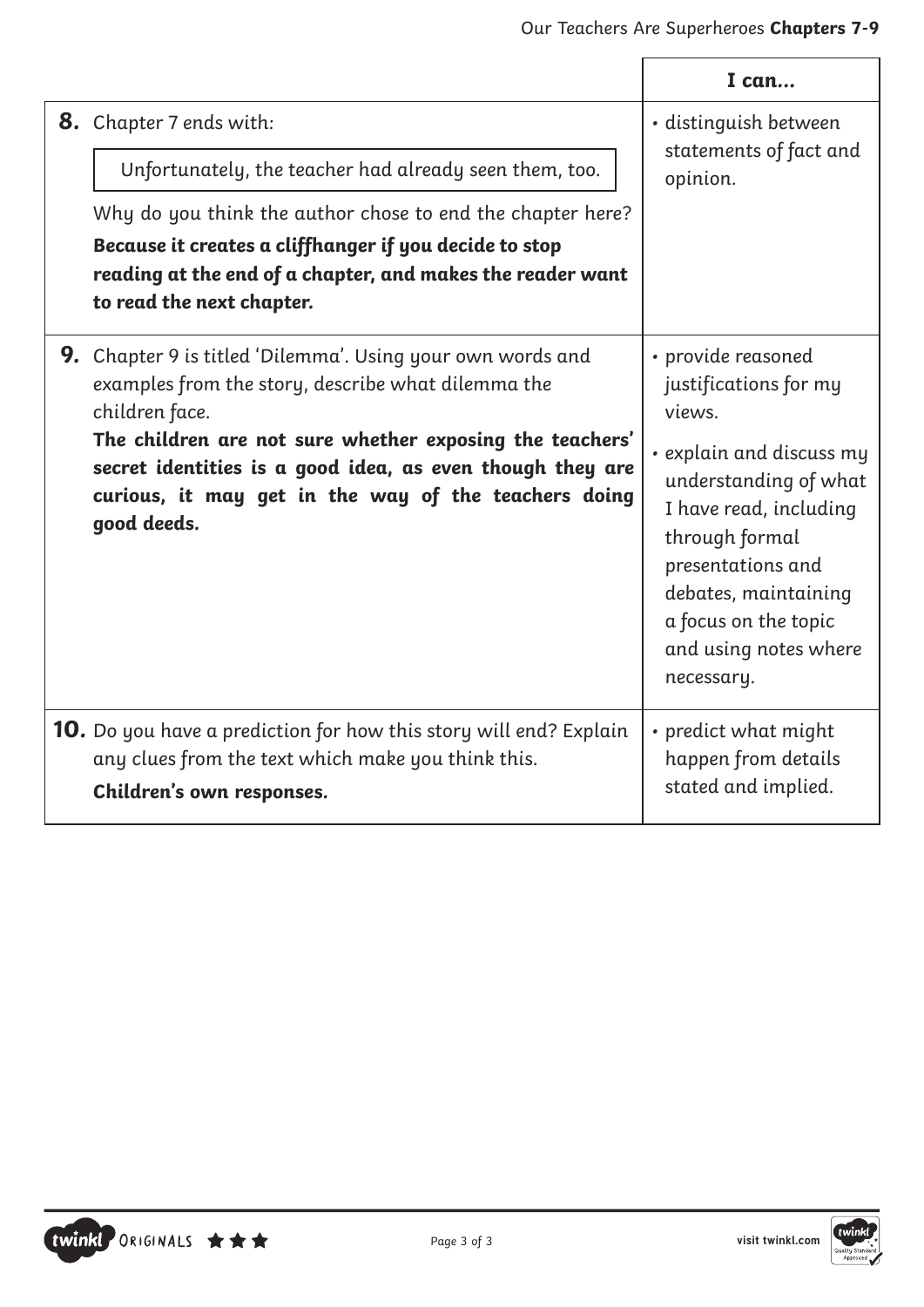| | I can… |
|---|---|
| **8.** Chapter 7 ends with: <br><br> Unfortunately, the teacher had already seen them, too. <br><br> Why do you think the author chose to end the chapter here? <br> ***Because it creates a cliffhanger if you decide to stop reading at the end of a chapter, and makes the reader want to read the next chapter.*** | • distinguish between statements of fact and opinion. |
| **9.** Chapter 9 is titled 'Dilemma'. Using your own words and examples from the story, describe what dilemma the children face. <br> **The children are not sure whether exposing the teachers' secret identities is a good idea, as even though they are curious, it may get in the way of the teachers doing good deeds.** | • provide reasoned justifications for my views. <br> • explain and discuss my understanding of what I have read, including through formal presentations and debates, maintaining a focus on the topic and using notes where necessary. |
| **10.** Do you have a prediction for how this story will end? Explain any clues from the text which make you think this. <br> **Children's own responses.** | • predict what might happen from details stated and implied. |